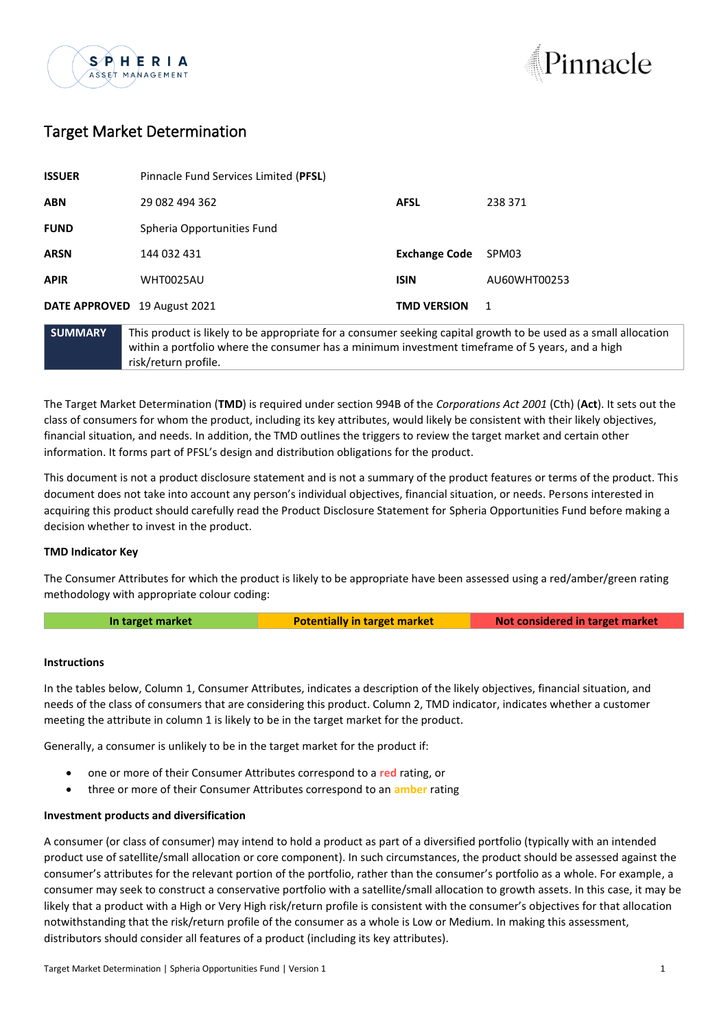# Target Market Determination

| | | | |
|---|---|---|---|
| **ISSUER** | Pinnacle Fund Services Limited (**PFSL**) | | |
| **ABN** | 29 082 494 362 | **AFSL** | 238 371 |
| **FUND** | Spheria Opportunities Fund | | |
| **ARSN** | 144 032 431 | **Exchange Code** | SPM03 |
| **APIR** | WHT0025AU | **ISIN** | AU60WHT00253 |
| **DATE APPROVED** | 19 August 2021 | **TMD VERSION** | 1 |

| **SUMMARY** | This product is likely to be appropriate for a consumer seeking capital growth to be used as a small allocation within a portfolio where the consumer has a minimum investment timeframe of 5 years, and a high risk/return profile. |
|---|---|

The Target Market Determination (**TMD**) is required under section 994B of the *Corporations Act 2001* (Cth) (**Act**). It sets out the class of consumers for whom the product, including its key attributes, would likely be consistent with their likely objectives, financial situation, and needs. In addition, the TMD outlines the triggers to review the target market and certain other information. It forms part of PFSL's design and distribution obligations for the product.

This document is not a product disclosure statement and is not a summary of the product features or terms of the product. This document does not take into account any person's individual objectives, financial situation, or needs. Persons interested in acquiring this product should carefully read the Product Disclosure Statement for Spheria Opportunities Fund before making a decision whether to invest in the product.

**TMD Indicator Key**

The Consumer Attributes for which the product is likely to be appropriate have been assessed using a red/amber/green rating methodology with appropriate colour coding:

| In target market | Potentially in target market | Not considered in target market |
|---|---|---|

**Instructions**

In the tables below, Column 1, Consumer Attributes, indicates a description of the likely objectives, financial situation, and needs of the class of consumers that are considering this product. Column 2, TMD indicator, indicates whether a customer meeting the attribute in column 1 is likely to be in the target market for the product.

Generally, a consumer is unlikely to be in the target market for the product if:

- one or more of their Consumer Attributes correspond to a red rating, or
- three or more of their Consumer Attributes correspond to an amber rating

**Investment products and diversification**

A consumer (or class of consumer) may intend to hold a product as part of a diversified portfolio (typically with an intended product use of satellite/small allocation or core component). In such circumstances, the product should be assessed against the consumer's attributes for the relevant portion of the portfolio, rather than the consumer's portfolio as a whole. For example, a consumer may seek to construct a conservative portfolio with a satellite/small allocation to growth assets. In this case, it may be likely that a product with a High or Very High risk/return profile is consistent with the consumer's objectives for that allocation notwithstanding that the risk/return profile of the consumer as a whole is Low or Medium. In making this assessment, distributors should consider all features of a product (including its key attributes).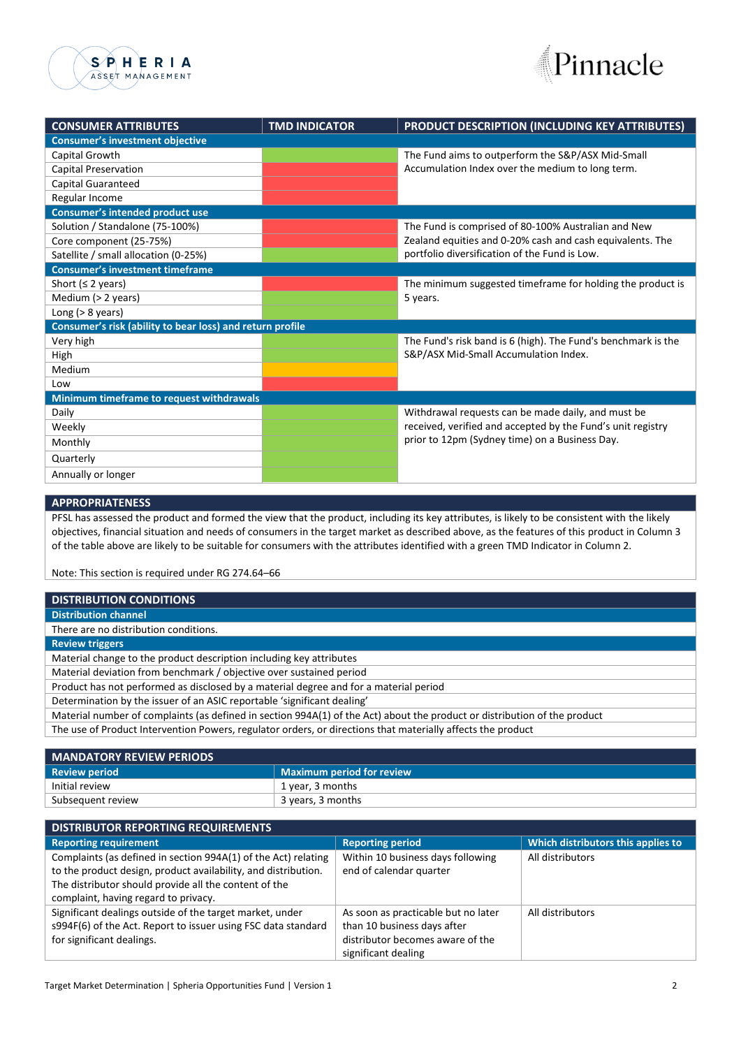| CONSUMER ATTRIBUTES | TMD INDICATOR | PRODUCT DESCRIPTION (INCLUDING KEY ATTRIBUTES) |
|---|---|---|
| **Consumer's investment objective** | | |
| Capital Growth | Green | The Fund aims to outperform the S&P/ASX Mid-Small Accumulation Index over the medium to long term. |
| Capital Preservation | Red | |
| Capital Guaranteed | Red | |
| Regular Income | Red | |
| **Consumer's intended product use** | | |
| Solution / Standalone (75-100%) | Red | The Fund is comprised of 80-100% Australian and New Zealand equities and 0-20% cash and cash equivalents. The portfolio diversification of the Fund is Low. |
| Core component (25-75%) | Red | |
| Satellite / small allocation (0-25%) | Green | |
| **Consumer's investment timeframe** | | |
| Short (≤ 2 years) | Red | The minimum suggested timeframe for holding the product is 5 years. |
| Medium (> 2 years) | Green | |
| Long (> 8 years) | Green | |
| **Consumer's risk (ability to bear loss) and return profile** | | |
| Very high | Green | The Fund's risk band is 6 (high). The Fund's benchmark is the S&P/ASX Mid-Small Accumulation Index. |
| High | Green | |
| Medium | Amber | |
| Low | Red | |
| **Minimum timeframe to request withdrawals** | | |
| Daily | Green | Withdrawal requests can be made daily, and must be received, verified and accepted by the Fund's unit registry prior to 12pm (Sydney time) on a Business Day. |
| Weekly | Green | |
| Monthly | Green | |
| Quarterly | Green | |
| Annually or longer | Green | |

## APPROPRIATENESS

PFSL has assessed the product and formed the view that the product, including its key attributes, is likely to be consistent with the likely objectives, financial situation and needs of consumers in the target market as described above, as the features of this product in Column 3 of the table above are likely to be suitable for consumers with the attributes identified with a green TMD Indicator in Column 2.

Note: This section is required under RG 274.64–66

## DISTRIBUTION CONDITIONS

**Distribution channel**

There are no distribution conditions.

**Review triggers**

- Material change to the product description including key attributes
- Material deviation from benchmark / objective over sustained period
- Product has not performed as disclosed by a material degree and for a material period
- Determination by the issuer of an ASIC reportable 'significant dealing'
- Material number of complaints (as defined in section 994A(1) of the Act) about the product or distribution of the product
- The use of Product Intervention Powers, regulator orders, or directions that materially affects the product

## MANDATORY REVIEW PERIODS

| Review period | Maximum period for review |
|---|---|
| Initial review | 1 year, 3 months |
| Subsequent review | 3 years, 3 months |

## DISTRIBUTOR REPORTING REQUIREMENTS

| Reporting requirement | Reporting period | Which distributors this applies to |
|---|---|---|
| Complaints (as defined in section 994A(1) of the Act) relating to the product design, product availability, and distribution. The distributor should provide all the content of the complaint, having regard to privacy. | Within 10 business days following end of calendar quarter | All distributors |
| Significant dealings outside of the target market, under s994F(6) of the Act. Report to issuer using FSC data standard for significant dealings. | As soon as practicable but no later than 10 business days after distributor becomes aware of the significant dealing | All distributors |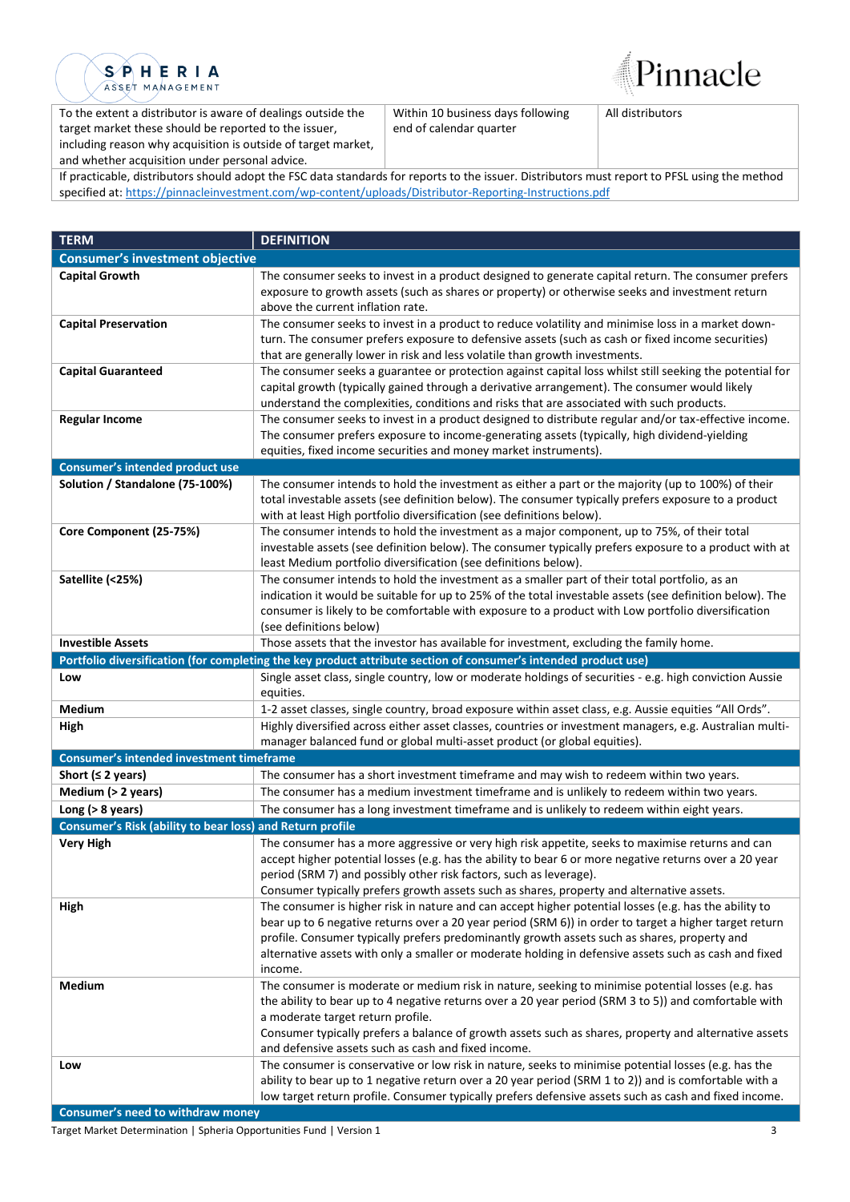| | | |
|---|---|---|
| To the extent a distributor is aware of dealings outside the target market these should be reported to the issuer, including reason why acquisition is outside of target market, and whether acquisition under personal advice. | Within 10 business days following end of calendar quarter | All distributors |
| If practicable, distributors should adopt the FSC data standards for reports to the issuer. Distributors must report to PFSL using the method specified at: https://pinnacleinvestment.com/wp-content/uploads/Distributor-Reporting-Instructions.pdf | | |

| TERM | DEFINITION |
|---|---|
| **Consumer's investment objective** | |
| **Capital Growth** | The consumer seeks to invest in a product designed to generate capital return. The consumer prefers exposure to growth assets (such as shares or property) or otherwise seeks and investment return above the current inflation rate. |
| **Capital Preservation** | The consumer seeks to invest in a product to reduce volatility and minimise loss in a market down-turn. The consumer prefers exposure to defensive assets (such as cash or fixed income securities) that are generally lower in risk and less volatile than growth investments. |
| **Capital Guaranteed** | The consumer seeks a guarantee or protection against capital loss whilst still seeking the potential for capital growth (typically gained through a derivative arrangement). The consumer would likely understand the complexities, conditions and risks that are associated with such products. |
| **Regular Income** | The consumer seeks to invest in a product designed to distribute regular and/or tax-effective income. The consumer prefers exposure to income-generating assets (typically, high dividend-yielding equities, fixed income securities and money market instruments). |
| **Consumer's intended product use** | |
| **Solution / Standalone (75-100%)** | The consumer intends to hold the investment as either a part or the majority (up to 100%) of their total investable assets (see definition below). The consumer typically prefers exposure to a product with at least High portfolio diversification (see definitions below). |
| **Core Component (25-75%)** | The consumer intends to hold the investment as a major component, up to 75%, of their total investable assets (see definition below). The consumer typically prefers exposure to a product with at least Medium portfolio diversification (see definitions below). |
| **Satellite (<25%)** | The consumer intends to hold the investment as a smaller part of their total portfolio, as an indication it would be suitable for up to 25% of the total investable assets (see definition below). The consumer is likely to be comfortable with exposure to a product with Low portfolio diversification (see definitions below) |
| **Investible Assets** | Those assets that the investor has available for investment, excluding the family home. |
| **Portfolio diversification (for completing the key product attribute section of consumer's intended product use)** | |
| **Low** | Single asset class, single country, low or moderate holdings of securities - e.g. high conviction Aussie equities. |
| **Medium** | 1-2 asset classes, single country, broad exposure within asset class, e.g. Aussie equities "All Ords". |
| **High** | Highly diversified across either asset classes, countries or investment managers, e.g. Australian multi-manager balanced fund or global multi-asset product (or global equities). |
| **Consumer's intended investment timeframe** | |
| **Short (≤ 2 years)** | The consumer has a short investment timeframe and may wish to redeem within two years. |
| **Medium (> 2 years)** | The consumer has a medium investment timeframe and is unlikely to redeem within two years. |
| **Long (> 8 years)** | The consumer has a long investment timeframe and is unlikely to redeem within eight years. |
| **Consumer's Risk (ability to bear loss) and Return profile** | |
| **Very High** | The consumer has a more aggressive or very high risk appetite, seeks to maximise returns and can accept higher potential losses (e.g. has the ability to bear 6 or more negative returns over a 20 year period (SRM 7) and possibly other risk factors, such as leverage).<br>Consumer typically prefers growth assets such as shares, property and alternative assets. |
| **High** | The consumer is higher risk in nature and can accept higher potential losses (e.g. has the ability to bear up to 6 negative returns over a 20 year period (SRM 6)) in order to target a higher target return profile. Consumer typically prefers predominantly growth assets such as shares, property and alternative assets with only a smaller or moderate holding in defensive assets such as cash and fixed income. |
| **Medium** | The consumer is moderate or medium risk in nature, seeking to minimise potential losses (e.g. has the ability to bear up to 4 negative returns over a 20 year period (SRM 3 to 5)) and comfortable with a moderate target return profile.<br>Consumer typically prefers a balance of growth assets such as shares, property and alternative assets and defensive assets such as cash and fixed income. |
| **Low** | The consumer is conservative or low risk in nature, seeks to minimise potential losses (e.g. has the ability to bear up to 1 negative return over a 20 year period (SRM 1 to 2)) and is comfortable with a low target return profile. Consumer typically prefers defensive assets such as cash and fixed income. |
| **Consumer's need to withdraw money** | |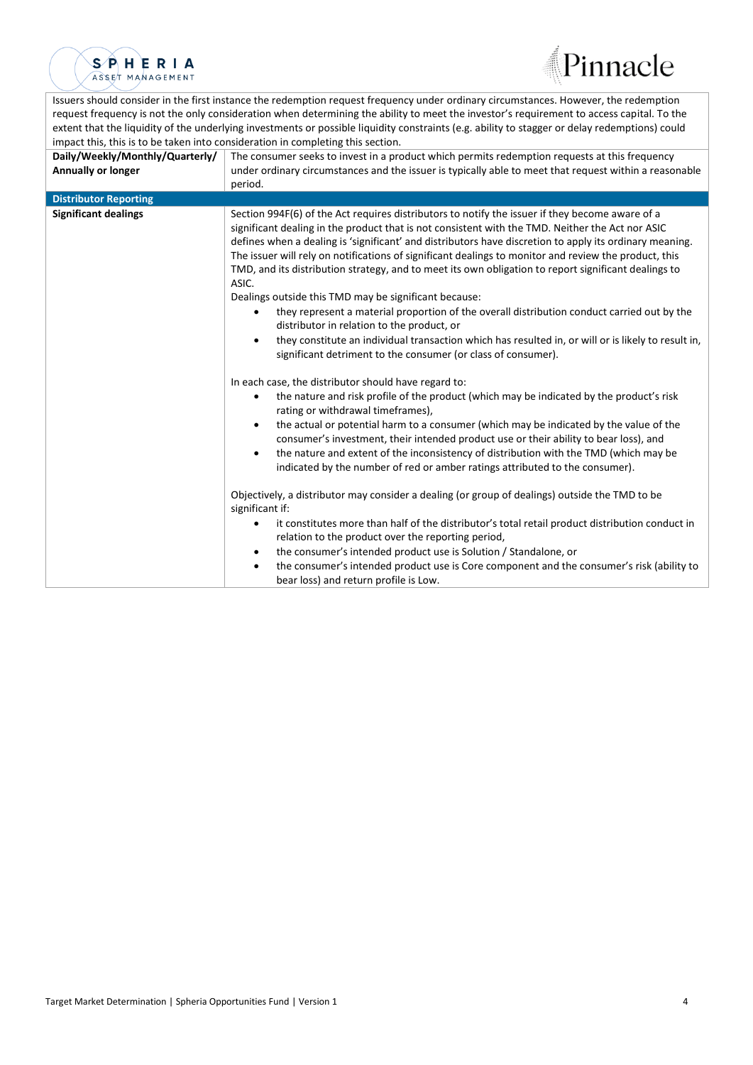| | |
|---|---|
| Issuers should consider in the first instance the redemption request frequency under ordinary circumstances. However, the redemption request frequency is not the only consideration when determining the ability to meet the investor's requirement to access capital. To the extent that the liquidity of the underlying investments or possible liquidity constraints (e.g. ability to stagger or delay redemptions) could impact this, this is to be taken into consideration in completing this section. | |
| **Daily/Weekly/Monthly/Quarterly/ Annually or longer** | The consumer seeks to invest in a product which permits redemption requests at this frequency under ordinary circumstances and the issuer is typically able to meet that request within a reasonable period. |
| **Distributor Reporting** | |
| **Significant dealings** | Section 994F(6) of the Act requires distributors to notify the issuer if they become aware of a significant dealing in the product that is not consistent with the TMD. Neither the Act nor ASIC defines when a dealing is 'significant' and distributors have discretion to apply its ordinary meaning. The issuer will rely on notifications of significant dealings to monitor and review the product, this TMD, and its distribution strategy, and to meet its own obligation to report significant dealings to ASIC.<br>Dealings outside this TMD may be significant because:<br>• they represent a material proportion of the overall distribution conduct carried out by the distributor in relation to the product, or<br>• they constitute an individual transaction which has resulted in, or will or is likely to result in, significant detriment to the consumer (or class of consumer).<br><br>In each case, the distributor should have regard to:<br>• the nature and risk profile of the product (which may be indicated by the product's risk rating or withdrawal timeframes),<br>• the actual or potential harm to a consumer (which may be indicated by the value of the consumer's investment, their intended product use or their ability to bear loss), and<br>• the nature and extent of the inconsistency of distribution with the TMD (which may be indicated by the number of red or amber ratings attributed to the consumer).<br><br>Objectively, a distributor may consider a dealing (or group of dealings) outside the TMD to be significant if:<br>• it constitutes more than half of the distributor's total retail product distribution conduct in relation to the product over the reporting period,<br>• the consumer's intended product use is Solution / Standalone, or<br>• the consumer's intended product use is Core component and the consumer's risk (ability to bear loss) and return profile is Low. |